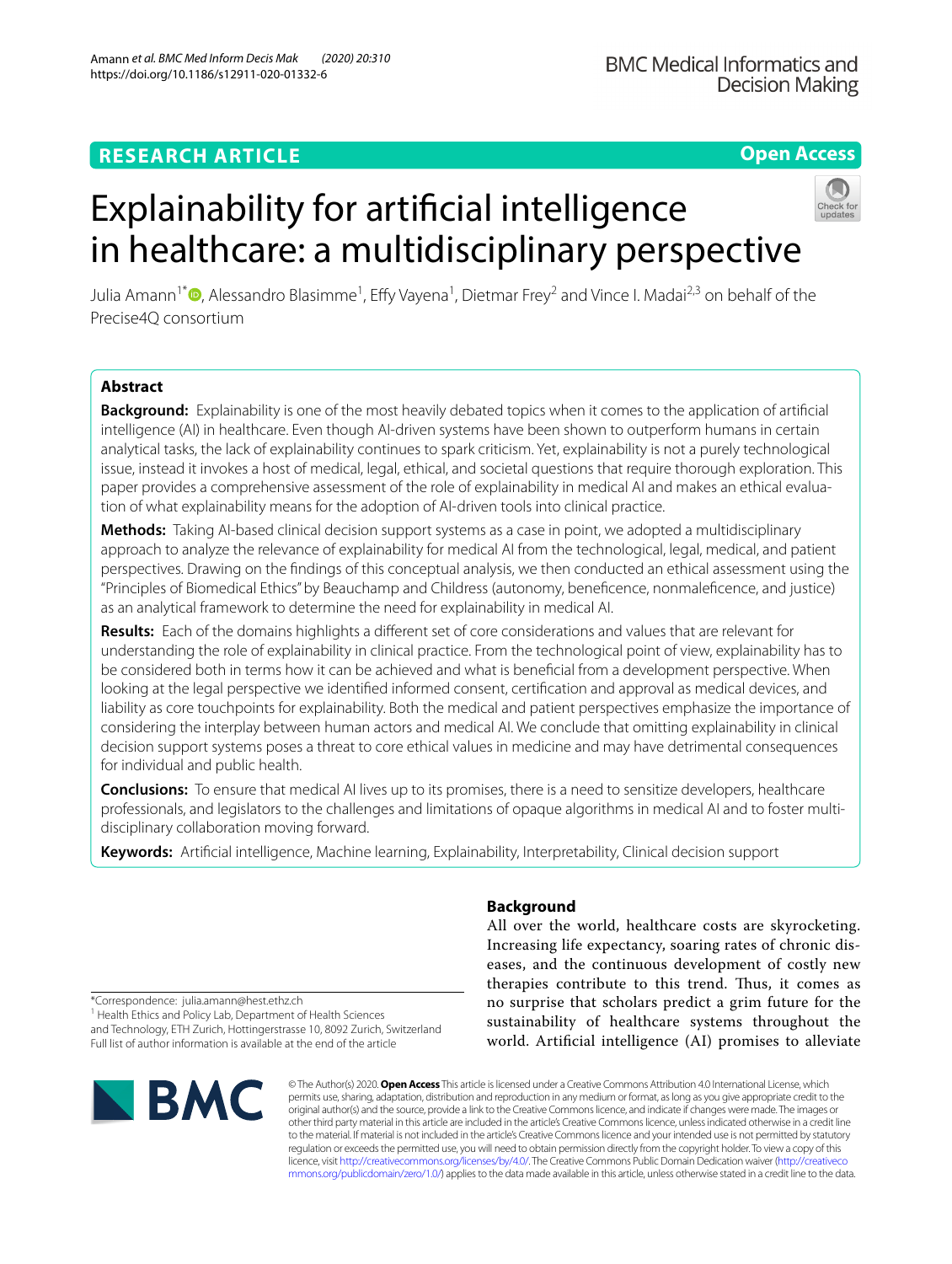RESEARCH ARTICLE

Open Access

# Explainability for artificial intelligence in healthcare: a multidisciplinary perspective

Julia Amann[1*], Alessandro Blasimme[1], Effy Vayena[1], Dietmar Frey[2] and Vince I. Madai[2,3] on behalf of the Precise4Q consortium

## Abstract

**Background:** Explainability is one of the most heavily debated topics when it comes to the application of artificial intelligence (AI) in healthcare. Even though AI-driven systems have been shown to outperform humans in certain analytical tasks, the lack of explainability continues to spark criticism. Yet, explainability is not a purely technological issue, instead it invokes a host of medical, legal, ethical, and societal questions that require thorough exploration. This paper provides a comprehensive assessment of the role of explainability in medical AI and makes an ethical evaluation of what explainability means for the adoption of AI-driven tools into clinical practice.

**Methods:** Taking AI-based clinical decision support systems as a case in point, we adopted a multidisciplinary approach to analyze the relevance of explainability for medical AI from the technological, legal, medical, and patient perspectives. Drawing on the findings of this conceptual analysis, we then conducted an ethical assessment using the "Principles of Biomedical Ethics" by Beauchamp and Childress (autonomy, beneficence, nonmaleficence, and justice) as an analytical framework to determine the need for explainability in medical AI.

**Results:** Each of the domains highlights a different set of core considerations and values that are relevant for understanding the role of explainability in clinical practice. From the technological point of view, explainability has to be considered both in terms how it can be achieved and what is beneficial from a development perspective. When looking at the legal perspective we identified informed consent, certification and approval as medical devices, and liability as core touchpoints for explainability. Both the medical and patient perspectives emphasize the importance of considering the interplay between human actors and medical AI. We conclude that omitting explainability in clinical decision support systems poses a threat to core ethical values in medicine and may have detrimental consequences for individual and public health.

**Conclusions:** To ensure that medical AI lives up to its promises, there is a need to sensitize developers, healthcare professionals, and legislators to the challenges and limitations of opaque algorithms in medical AI and to foster multidisciplinary collaboration moving forward.

**Keywords:** Artificial intelligence, Machine learning, Explainability, Interpretability, Clinical decision support

## Background

All over the world, healthcare costs are skyrocketing. Increasing life expectancy, soaring rates of chronic diseases, and the continuous development of costly new therapies contribute to this trend. Thus, it comes as no surprise that scholars predict a grim future for the sustainability of healthcare systems throughout the world. Artificial intelligence (AI) promises to alleviate

*Correspondence: julia.amann@hest.ethz.ch
[1] Health Ethics and Policy Lab, Department of Health Sciences and Technology, ETH Zurich, Hottingerstrasse 10, 8092 Zurich, Switzerland
Full list of author information is available at the end of the article

© The Author(s) 2020. **Open Access** This article is licensed under a Creative Commons Attribution 4.0 International License, which permits use, sharing, adaptation, distribution and reproduction in any medium or format, as long as you give appropriate credit to the original author(s) and the source, provide a link to the Creative Commons licence, and indicate if changes were made. The images or other third party material in this article are included in the article's Creative Commons licence, unless indicated otherwise in a credit line to the material. If material is not included in the article's Creative Commons licence and your intended use is not permitted by statutory regulation or exceeds the permitted use, you will need to obtain permission directly from the copyright holder. To view a copy of this licence, visit http://creativecommons.org/licenses/by/4.0/. The Creative Commons Public Domain Dedication waiver (http://creativecommons.org/publicdomain/zero/1.0/) applies to the data made available in this article, unless otherwise stated in a credit line to the data.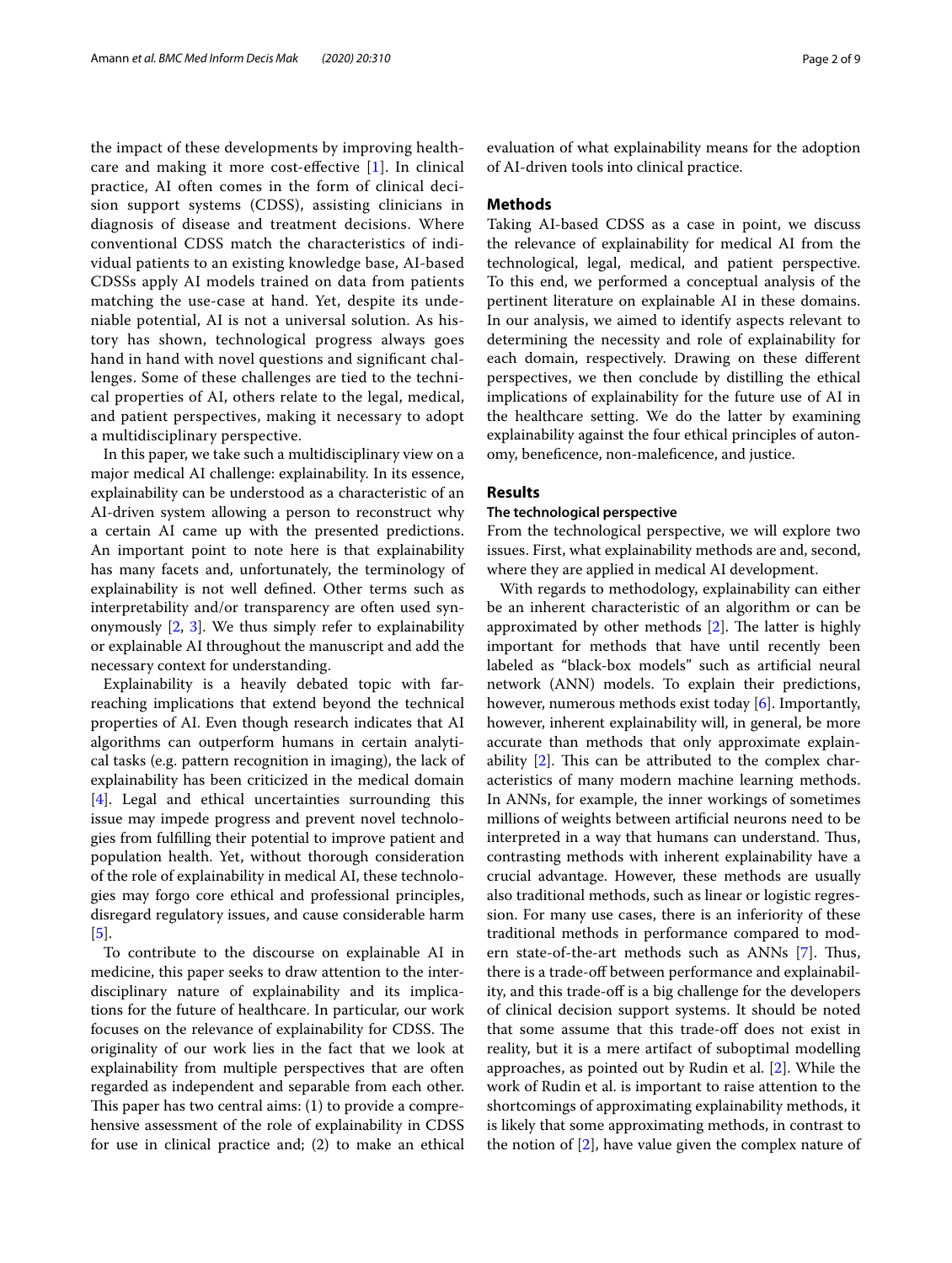the impact of these developments by improving healthcare and making it more cost-effective [1]. In clinical practice, AI often comes in the form of clinical decision support systems (CDSS), assisting clinicians in diagnosis of disease and treatment decisions. Where conventional CDSS match the characteristics of individual patients to an existing knowledge base, AI-based CDSSs apply AI models trained on data from patients matching the use-case at hand. Yet, despite its undeniable potential, AI is not a universal solution. As history has shown, technological progress always goes hand in hand with novel questions and significant challenges. Some of these challenges are tied to the technical properties of AI, others relate to the legal, medical, and patient perspectives, making it necessary to adopt a multidisciplinary perspective.

In this paper, we take such a multidisciplinary view on a major medical AI challenge: explainability. In its essence, explainability can be understood as a characteristic of an AI-driven system allowing a person to reconstruct why a certain AI came up with the presented predictions. An important point to note here is that explainability has many facets and, unfortunately, the terminology of explainability is not well defined. Other terms such as interpretability and/or transparency are often used synonymously [2, 3]. We thus simply refer to explainability or explainable AI throughout the manuscript and add the necessary context for understanding.

Explainability is a heavily debated topic with far-reaching implications that extend beyond the technical properties of AI. Even though research indicates that AI algorithms can outperform humans in certain analytical tasks (e.g. pattern recognition in imaging), the lack of explainability has been criticized in the medical domain [4]. Legal and ethical uncertainties surrounding this issue may impede progress and prevent novel technologies from fulfilling their potential to improve patient and population health. Yet, without thorough consideration of the role of explainability in medical AI, these technologies may forgo core ethical and professional principles, disregard regulatory issues, and cause considerable harm [5].

To contribute to the discourse on explainable AI in medicine, this paper seeks to draw attention to the interdisciplinary nature of explainability and its implications for the future of healthcare. In particular, our work focuses on the relevance of explainability for CDSS. The originality of our work lies in the fact that we look at explainability from multiple perspectives that are often regarded as independent and separable from each other. This paper has two central aims: (1) to provide a comprehensive assessment of the role of explainability in CDSS for use in clinical practice and; (2) to make an ethical evaluation of what explainability means for the adoption of AI-driven tools into clinical practice.

## Methods

Taking AI-based CDSS as a case in point, we discuss the relevance of explainability for medical AI from the technological, legal, medical, and patient perspective. To this end, we performed a conceptual analysis of the pertinent literature on explainable AI in these domains. In our analysis, we aimed to identify aspects relevant to determining the necessity and role of explainability for each domain, respectively. Drawing on these different perspectives, we then conclude by distilling the ethical implications of explainability for the future use of AI in the healthcare setting. We do the latter by examining explainability against the four ethical principles of autonomy, beneficence, non-maleficence, and justice.

## Results

### The technological perspective

From the technological perspective, we will explore two issues. First, what explainability methods are and, second, where they are applied in medical AI development.

With regards to methodology, explainability can either be an inherent characteristic of an algorithm or can be approximated by other methods [2]. The latter is highly important for methods that have until recently been labeled as "black-box models" such as artificial neural network (ANN) models. To explain their predictions, however, numerous methods exist today [6]. Importantly, however, inherent explainability will, in general, be more accurate than methods that only approximate explainability [2]. This can be attributed to the complex characteristics of many modern machine learning methods. In ANNs, for example, the inner workings of sometimes millions of weights between artificial neurons need to be interpreted in a way that humans can understand. Thus, contrasting methods with inherent explainability have a crucial advantage. However, these methods are usually also traditional methods, such as linear or logistic regression. For many use cases, there is an inferiority of these traditional methods in performance compared to modern state-of-the-art methods such as ANNs [7]. Thus, there is a trade-off between performance and explainability, and this trade-off is a big challenge for the developers of clinical decision support systems. It should be noted that some assume that this trade-off does not exist in reality, but it is a mere artifact of suboptimal modelling approaches, as pointed out by Rudin et al. [2]. While the work of Rudin et al. is important to raise attention to the shortcomings of approximating explainability methods, it is likely that some approximating methods, in contrast to the notion of [2], have value given the complex nature of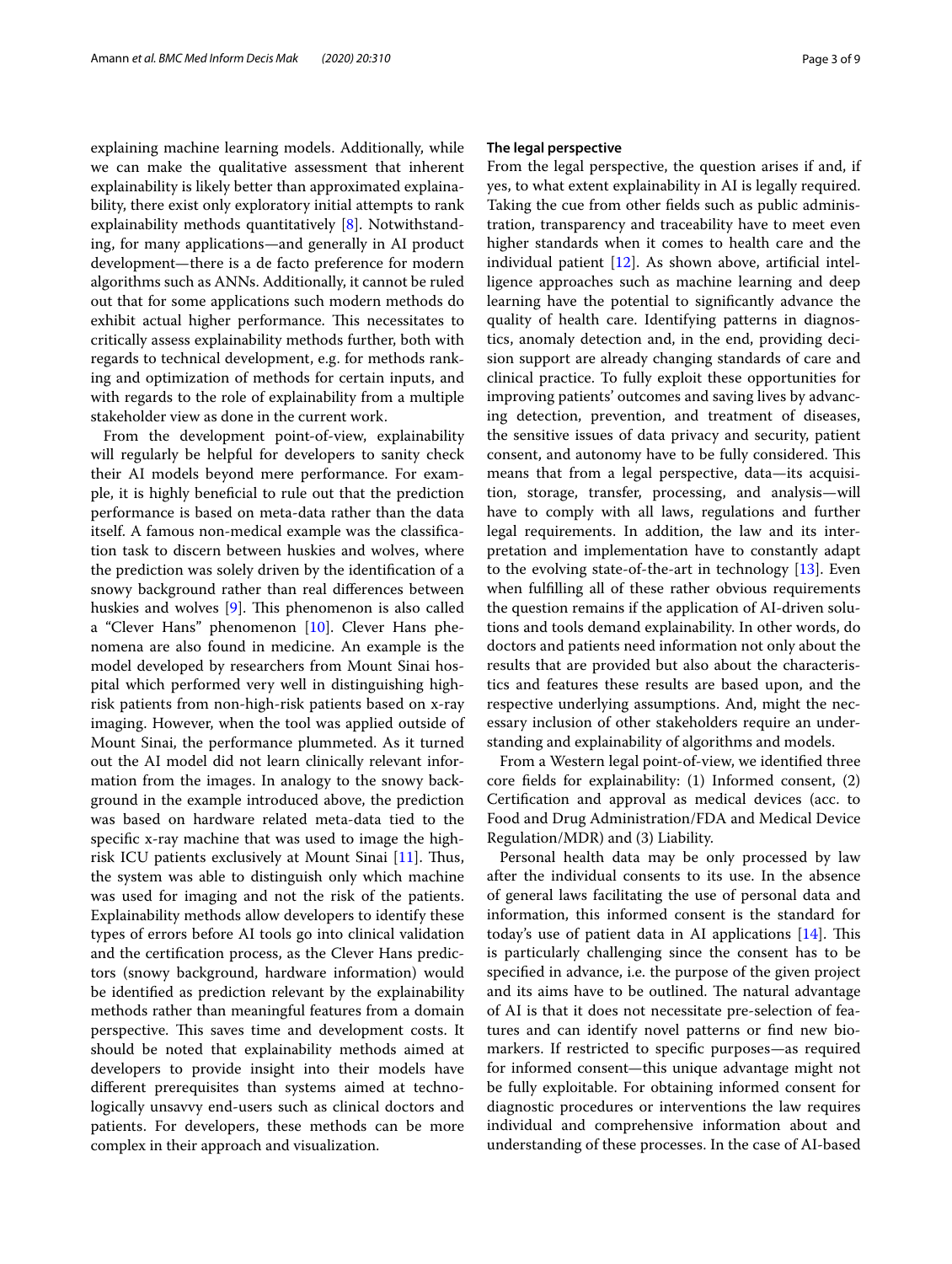explaining machine learning models. Additionally, while we can make the qualitative assessment that inherent explainability is likely better than approximated explainability, there exist only exploratory initial attempts to rank explainability methods quantitatively [8]. Notwithstanding, for many applications—and generally in AI product development—there is a de facto preference for modern algorithms such as ANNs. Additionally, it cannot be ruled out that for some applications such modern methods do exhibit actual higher performance. This necessitates to critically assess explainability methods further, both with regards to technical development, e.g. for methods ranking and optimization of methods for certain inputs, and with regards to the role of explainability from a multiple stakeholder view as done in the current work.

From the development point-of-view, explainability will regularly be helpful for developers to sanity check their AI models beyond mere performance. For example, it is highly beneficial to rule out that the prediction performance is based on meta-data rather than the data itself. A famous non-medical example was the classification task to discern between huskies and wolves, where the prediction was solely driven by the identification of a snowy background rather than real differences between huskies and wolves [9]. This phenomenon is also called a "Clever Hans" phenomenon [10]. Clever Hans phenomena are also found in medicine. An example is the model developed by researchers from Mount Sinai hospital which performed very well in distinguishing high-risk patients from non-high-risk patients based on x-ray imaging. However, when the tool was applied outside of Mount Sinai, the performance plummeted. As it turned out the AI model did not learn clinically relevant information from the images. In analogy to the snowy background in the example introduced above, the prediction was based on hardware related meta-data tied to the specific x-ray machine that was used to image the high-risk ICU patients exclusively at Mount Sinai [11]. Thus, the system was able to distinguish only which machine was used for imaging and not the risk of the patients. Explainability methods allow developers to identify these types of errors before AI tools go into clinical validation and the certification process, as the Clever Hans predictors (snowy background, hardware information) would be identified as prediction relevant by the explainability methods rather than meaningful features from a domain perspective. This saves time and development costs. It should be noted that explainability methods aimed at developers to provide insight into their models have different prerequisites than systems aimed at technologically unsavvy end-users such as clinical doctors and patients. For developers, these methods can be more complex in their approach and visualization.

### The legal perspective

From the legal perspective, the question arises if and, if yes, to what extent explainability in AI is legally required. Taking the cue from other fields such as public administration, transparency and traceability have to meet even higher standards when it comes to health care and the individual patient [12]. As shown above, artificial intelligence approaches such as machine learning and deep learning have the potential to significantly advance the quality of health care. Identifying patterns in diagnostics, anomaly detection and, in the end, providing decision support are already changing standards of care and clinical practice. To fully exploit these opportunities for improving patients' outcomes and saving lives by advancing detection, prevention, and treatment of diseases, the sensitive issues of data privacy and security, patient consent, and autonomy have to be fully considered. This means that from a legal perspective, data—its acquisition, storage, transfer, processing, and analysis—will have to comply with all laws, regulations and further legal requirements. In addition, the law and its interpretation and implementation have to constantly adapt to the evolving state-of-the-art in technology [13]. Even when fulfilling all of these rather obvious requirements the question remains if the application of AI-driven solutions and tools demand explainability. In other words, do doctors and patients need information not only about the results that are provided but also about the characteristics and features these results are based upon, and the respective underlying assumptions. And, might the necessary inclusion of other stakeholders require an understanding and explainability of algorithms and models.

From a Western legal point-of-view, we identified three core fields for explainability: (1) Informed consent, (2) Certification and approval as medical devices (acc. to Food and Drug Administration/FDA and Medical Device Regulation/MDR) and (3) Liability.

Personal health data may be only processed by law after the individual consents to its use. In the absence of general laws facilitating the use of personal data and information, this informed consent is the standard for today's use of patient data in AI applications [14]. This is particularly challenging since the consent has to be specified in advance, i.e. the purpose of the given project and its aims have to be outlined. The natural advantage of AI is that it does not necessitate pre-selection of features and can identify novel patterns or find new biomarkers. If restricted to specific purposes—as required for informed consent—this unique advantage might not be fully exploitable. For obtaining informed consent for diagnostic procedures or interventions the law requires individual and comprehensive information about and understanding of these processes. In the case of AI-based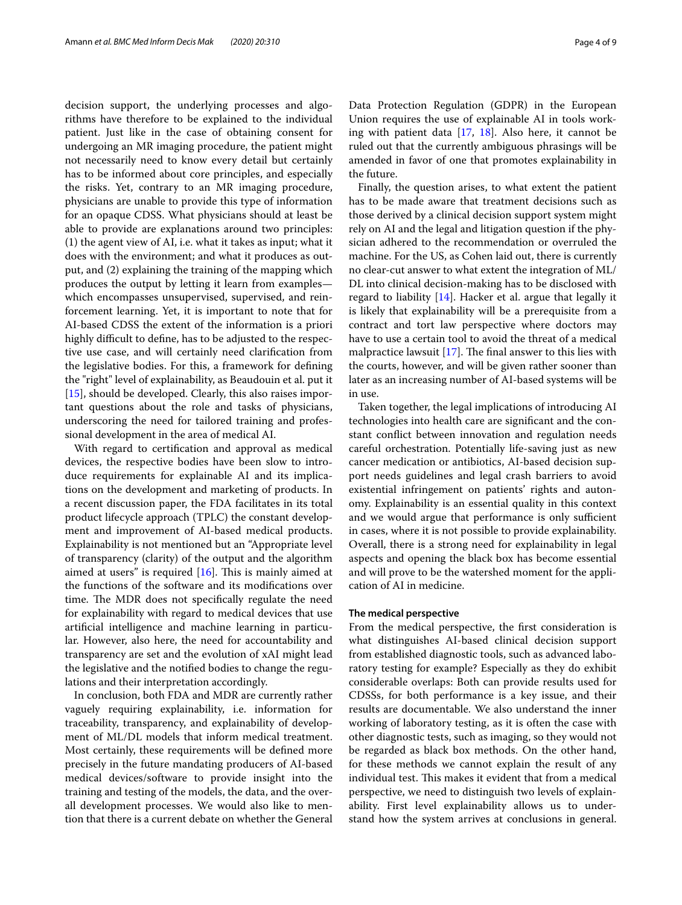decision support, the underlying processes and algorithms have therefore to be explained to the individual patient. Just like in the case of obtaining consent for undergoing an MR imaging procedure, the patient might not necessarily need to know every detail but certainly has to be informed about core principles, and especially the risks. Yet, contrary to an MR imaging procedure, physicians are unable to provide this type of information for an opaque CDSS. What physicians should at least be able to provide are explanations around two principles: (1) the agent view of AI, i.e. what it takes as input; what it does with the environment; and what it produces as output, and (2) explaining the training of the mapping which produces the output by letting it learn from examples—which encompasses unsupervised, supervised, and reinforcement learning. Yet, it is important to note that for AI-based CDSS the extent of the information is a priori highly difficult to define, has to be adjusted to the respective use case, and will certainly need clarification from the legislative bodies. For this, a framework for defining the "right" level of explainability, as Beaudouin et al. put it [15], should be developed. Clearly, this also raises important questions about the role and tasks of physicians, underscoring the need for tailored training and professional development in the area of medical AI.

With regard to certification and approval as medical devices, the respective bodies have been slow to introduce requirements for explainable AI and its implications on the development and marketing of products. In a recent discussion paper, the FDA facilitates in its total product lifecycle approach (TPLC) the constant development and improvement of AI-based medical products. Explainability is not mentioned but an "Appropriate level of transparency (clarity) of the output and the algorithm aimed at users" is required [16]. This is mainly aimed at the functions of the software and its modifications over time. The MDR does not specifically regulate the need for explainability with regard to medical devices that use artificial intelligence and machine learning in particular. However, also here, the need for accountability and transparency are set and the evolution of xAI might lead the legislative and the notified bodies to change the regulations and their interpretation accordingly.

In conclusion, both FDA and MDR are currently rather vaguely requiring explainability, i.e. information for traceability, transparency, and explainability of development of ML/DL models that inform medical treatment. Most certainly, these requirements will be defined more precisely in the future mandating producers of AI-based medical devices/software to provide insight into the training and testing of the models, the data, and the overall development processes. We would also like to mention that there is a current debate on whether the General Data Protection Regulation (GDPR) in the European Union requires the use of explainable AI in tools working with patient data [17, 18]. Also here, it cannot be ruled out that the currently ambiguous phrasings will be amended in favor of one that promotes explainability in the future.

Finally, the question arises, to what extent the patient has to be made aware that treatment decisions such as those derived by a clinical decision support system might rely on AI and the legal and litigation question if the physician adhered to the recommendation or overruled the machine. For the US, as Cohen laid out, there is currently no clear-cut answer to what extent the integration of ML/DL into clinical decision-making has to be disclosed with regard to liability [14]. Hacker et al. argue that legally it is likely that explainability will be a prerequisite from a contract and tort law perspective where doctors may have to use a certain tool to avoid the threat of a medical malpractice lawsuit [17]. The final answer to this lies with the courts, however, and will be given rather sooner than later as an increasing number of AI-based systems will be in use.

Taken together, the legal implications of introducing AI technologies into health care are significant and the constant conflict between innovation and regulation needs careful orchestration. Potentially life-saving just as new cancer medication or antibiotics, AI-based decision support needs guidelines and legal crash barriers to avoid existential infringement on patients' rights and autonomy. Explainability is an essential quality in this context and we would argue that performance is only sufficient in cases, where it is not possible to provide explainability. Overall, there is a strong need for explainability in legal aspects and opening the black box has become essential and will prove to be the watershed moment for the application of AI in medicine.

### The medical perspective

From the medical perspective, the first consideration is what distinguishes AI-based clinical decision support from established diagnostic tools, such as advanced laboratory testing for example? Especially as they do exhibit considerable overlaps: Both can provide results used for CDSSs, for both performance is a key issue, and their results are documentable. We also understand the inner working of laboratory testing, as it is often the case with other diagnostic tests, such as imaging, so they would not be regarded as black box methods. On the other hand, for these methods we cannot explain the result of any individual test. This makes it evident that from a medical perspective, we need to distinguish two levels of explainability. First level explainability allows us to understand how the system arrives at conclusions in general.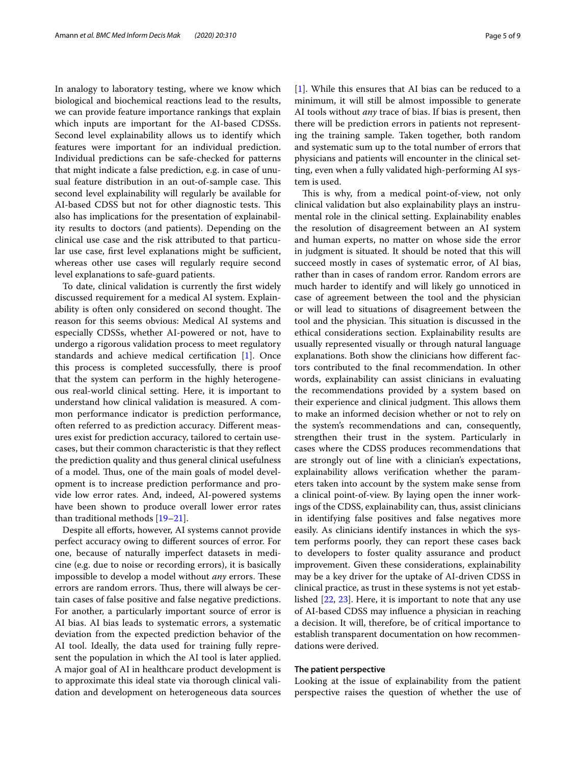In analogy to laboratory testing, where we know which biological and biochemical reactions lead to the results, we can provide feature importance rankings that explain which inputs are important for the AI-based CDSSs. Second level explainability allows us to identify which features were important for an individual prediction. Individual predictions can be safe-checked for patterns that might indicate a false prediction, e.g. in case of unusual feature distribution in an out-of-sample case. This second level explainability will regularly be available for AI-based CDSS but not for other diagnostic tests. This also has implications for the presentation of explainability results to doctors (and patients). Depending on the clinical use case and the risk attributed to that particular use case, first level explanations might be sufficient, whereas other use cases will regularly require second level explanations to safe-guard patients.

To date, clinical validation is currently the first widely discussed requirement for a medical AI system. Explainability is often only considered on second thought. The reason for this seems obvious: Medical AI systems and especially CDSSs, whether AI-powered or not, have to undergo a rigorous validation process to meet regulatory standards and achieve medical certification [1]. Once this process is completed successfully, there is proof that the system can perform in the highly heterogeneous real-world clinical setting. Here, it is important to understand how clinical validation is measured. A common performance indicator is prediction performance, often referred to as prediction accuracy. Different measures exist for prediction accuracy, tailored to certain use-cases, but their common characteristic is that they reflect the prediction quality and thus general clinical usefulness of a model. Thus, one of the main goals of model development is to increase prediction performance and provide low error rates. And, indeed, AI-powered systems have been shown to produce overall lower error rates than traditional methods [19–21].

Despite all efforts, however, AI systems cannot provide perfect accuracy owing to different sources of error. For one, because of naturally imperfect datasets in medicine (e.g. due to noise or recording errors), it is basically impossible to develop a model without *any* errors. These errors are random errors. Thus, there will always be certain cases of false positive and false negative predictions. For another, a particularly important source of error is AI bias. AI bias leads to systematic errors, a systematic deviation from the expected prediction behavior of the AI tool. Ideally, the data used for training fully represent the population in which the AI tool is later applied. A major goal of AI in healthcare product development is to approximate this ideal state via thorough clinical validation and development on heterogeneous data sources [1]. While this ensures that AI bias can be reduced to a minimum, it will still be almost impossible to generate AI tools without *any* trace of bias. If bias is present, then there will be prediction errors in patients not representing the training sample. Taken together, both random and systematic sum up to the total number of errors that physicians and patients will encounter in the clinical setting, even when a fully validated high-performing AI system is used.

This is why, from a medical point-of-view, not only clinical validation but also explainability plays an instrumental role in the clinical setting. Explainability enables the resolution of disagreement between an AI system and human experts, no matter on whose side the error in judgment is situated. It should be noted that this will succeed mostly in cases of systematic error, of AI bias, rather than in cases of random error. Random errors are much harder to identify and will likely go unnoticed in case of agreement between the tool and the physician or will lead to situations of disagreement between the tool and the physician. This situation is discussed in the ethical considerations section. Explainability results are usually represented visually or through natural language explanations. Both show the clinicians how different factors contributed to the final recommendation. In other words, explainability can assist clinicians in evaluating the recommendations provided by a system based on their experience and clinical judgment. This allows them to make an informed decision whether or not to rely on the system's recommendations and can, consequently, strengthen their trust in the system. Particularly in cases where the CDSS produces recommendations that are strongly out of line with a clinician's expectations, explainability allows verification whether the parameters taken into account by the system make sense from a clinical point-of-view. By laying open the inner workings of the CDSS, explainability can, thus, assist clinicians in identifying false positives and false negatives more easily. As clinicians identify instances in which the system performs poorly, they can report these cases back to developers to foster quality assurance and product improvement. Given these considerations, explainability may be a key driver for the uptake of AI-driven CDSS in clinical practice, as trust in these systems is not yet established [22, 23]. Here, it is important to note that any use of AI-based CDSS may influence a physician in reaching a decision. It will, therefore, be of critical importance to establish transparent documentation on how recommendations were derived.

### The patient perspective

Looking at the issue of explainability from the patient perspective raises the question of whether the use of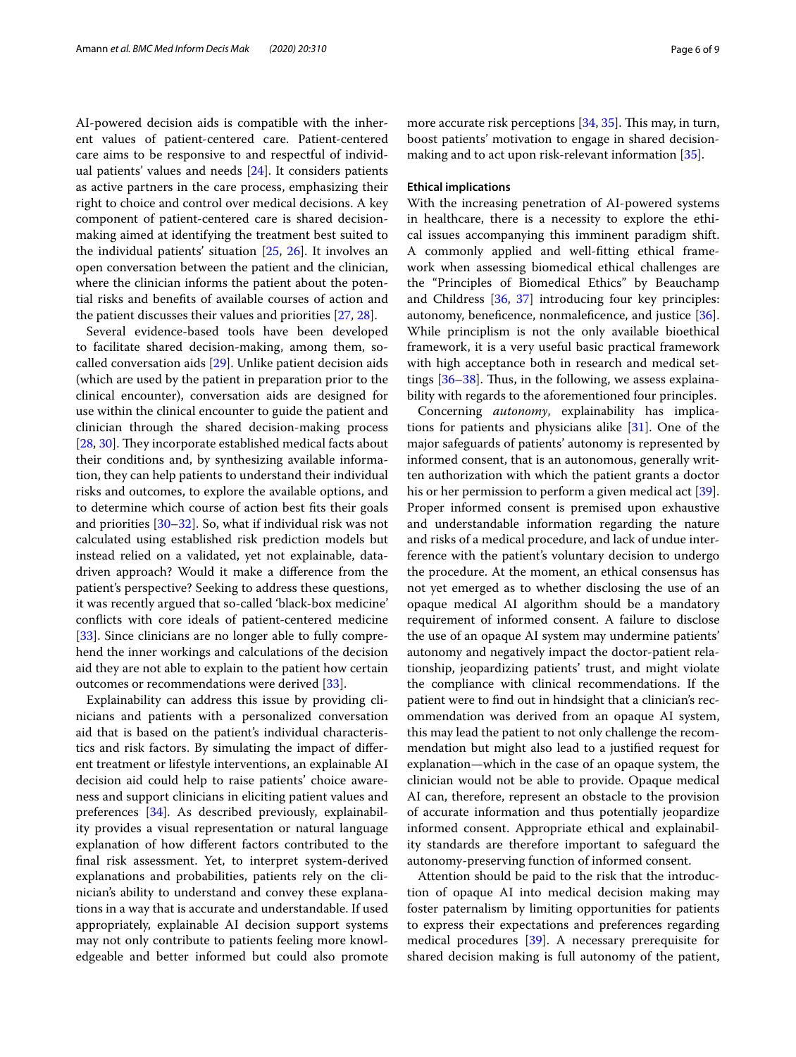AI-powered decision aids is compatible with the inherent values of patient-centered care. Patient-centered care aims to be responsive to and respectful of individual patients' values and needs [24]. It considers patients as active partners in the care process, emphasizing their right to choice and control over medical decisions. A key component of patient-centered care is shared decision-making aimed at identifying the treatment best suited to the individual patients' situation [25, 26]. It involves an open conversation between the patient and the clinician, where the clinician informs the patient about the potential risks and benefits of available courses of action and the patient discusses their values and priorities [27, 28].

Several evidence-based tools have been developed to facilitate shared decision-making, among them, so-called conversation aids [29]. Unlike patient decision aids (which are used by the patient in preparation prior to the clinical encounter), conversation aids are designed for use within the clinical encounter to guide the patient and clinician through the shared decision-making process [28, 30]. They incorporate established medical facts about their conditions and, by synthesizing available information, they can help patients to understand their individual risks and outcomes, to explore the available options, and to determine which course of action best fits their goals and priorities [30–32]. So, what if individual risk was not calculated using established risk prediction models but instead relied on a validated, yet not explainable, data-driven approach? Would it make a difference from the patient's perspective? Seeking to address these questions, it was recently argued that so-called 'black-box medicine' conflicts with core ideals of patient-centered medicine [33]. Since clinicians are no longer able to fully comprehend the inner workings and calculations of the decision aid they are not able to explain to the patient how certain outcomes or recommendations were derived [33].

Explainability can address this issue by providing clinicians and patients with a personalized conversation aid that is based on the patient's individual characteristics and risk factors. By simulating the impact of different treatment or lifestyle interventions, an explainable AI decision aid could help to raise patients' choice awareness and support clinicians in eliciting patient values and preferences [34]. As described previously, explainability provides a visual representation or natural language explanation of how different factors contributed to the final risk assessment. Yet, to interpret system-derived explanations and probabilities, patients rely on the clinician's ability to understand and convey these explanations in a way that is accurate and understandable. If used appropriately, explainable AI decision support systems may not only contribute to patients feeling more knowledgeable and better informed but could also promote more accurate risk perceptions [34, 35]. This may, in turn, boost patients' motivation to engage in shared decision-making and to act upon risk-relevant information [35].

#### Ethical implications

With the increasing penetration of AI-powered systems in healthcare, there is a necessity to explore the ethical issues accompanying this imminent paradigm shift. A commonly applied and well-fitting ethical framework when assessing biomedical ethical challenges are the "Principles of Biomedical Ethics" by Beauchamp and Childress [36, 37] introducing four key principles: autonomy, beneficence, nonmaleficence, and justice [36]. While principlism is not the only available bioethical framework, it is a very useful basic practical framework with high acceptance both in research and medical settings [36–38]. Thus, in the following, we assess explainability with regards to the aforementioned four principles.

Concerning *autonomy*, explainability has implications for patients and physicians alike [31]. One of the major safeguards of patients' autonomy is represented by informed consent, that is an autonomous, generally written authorization with which the patient grants a doctor his or her permission to perform a given medical act [39]. Proper informed consent is premised upon exhaustive and understandable information regarding the nature and risks of a medical procedure, and lack of undue interference with the patient's voluntary decision to undergo the procedure. At the moment, an ethical consensus has not yet emerged as to whether disclosing the use of an opaque medical AI algorithm should be a mandatory requirement of informed consent. A failure to disclose the use of an opaque AI system may undermine patients' autonomy and negatively impact the doctor-patient relationship, jeopardizing patients' trust, and might violate the compliance with clinical recommendations. If the patient were to find out in hindsight that a clinician's recommendation was derived from an opaque AI system, this may lead the patient to not only challenge the recommendation but might also lead to a justified request for explanation—which in the case of an opaque system, the clinician would not be able to provide. Opaque medical AI can, therefore, represent an obstacle to the provision of accurate information and thus potentially jeopardize informed consent. Appropriate ethical and explainability standards are therefore important to safeguard the autonomy-preserving function of informed consent.

Attention should be paid to the risk that the introduction of opaque AI into medical decision making may foster paternalism by limiting opportunities for patients to express their expectations and preferences regarding medical procedures [39]. A necessary prerequisite for shared decision making is full autonomy of the patient,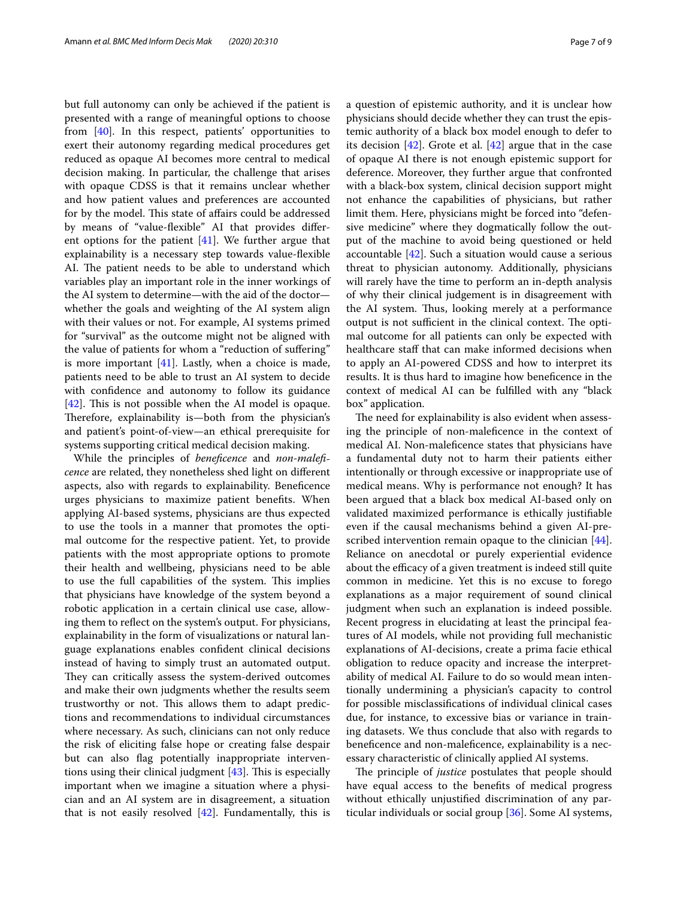but full autonomy can only be achieved if the patient is presented with a range of meaningful options to choose from [40]. In this respect, patients' opportunities to exert their autonomy regarding medical procedures get reduced as opaque AI becomes more central to medical decision making. In particular, the challenge that arises with opaque CDSS is that it remains unclear whether and how patient values and preferences are accounted for by the model. This state of affairs could be addressed by means of "value-flexible" AI that provides different options for the patient [41]. We further argue that explainability is a necessary step towards value-flexible AI. The patient needs to be able to understand which variables play an important role in the inner workings of the AI system to determine—with the aid of the doctor—whether the goals and weighting of the AI system align with their values or not. For example, AI systems primed for "survival" as the outcome might not be aligned with the value of patients for whom a "reduction of suffering" is more important [41]. Lastly, when a choice is made, patients need to be able to trust an AI system to decide with confidence and autonomy to follow its guidance [42]. This is not possible when the AI model is opaque. Therefore, explainability is—both from the physician's and patient's point-of-view—an ethical prerequisite for systems supporting critical medical decision making.

While the principles of *beneficence* and *non-maleficence* are related, they nonetheless shed light on different aspects, also with regards to explainability. Beneficence urges physicians to maximize patient benefits. When applying AI-based systems, physicians are thus expected to use the tools in a manner that promotes the optimal outcome for the respective patient. Yet, to provide patients with the most appropriate options to promote their health and wellbeing, physicians need to be able to use the full capabilities of the system. This implies that physicians have knowledge of the system beyond a robotic application in a certain clinical use case, allowing them to reflect on the system's output. For physicians, explainability in the form of visualizations or natural language explanations enables confident clinical decisions instead of having to simply trust an automated output. They can critically assess the system-derived outcomes and make their own judgments whether the results seem trustworthy or not. This allows them to adapt predictions and recommendations to individual circumstances where necessary. As such, clinicians can not only reduce the risk of eliciting false hope or creating false despair but can also flag potentially inappropriate interventions using their clinical judgment [43]. This is especially important when we imagine a situation where a physician and an AI system are in disagreement, a situation that is not easily resolved [42]. Fundamentally, this is a question of epistemic authority, and it is unclear how physicians should decide whether they can trust the epistemic authority of a black box model enough to defer to its decision [42]. Grote et al. [42] argue that in the case of opaque AI there is not enough epistemic support for deference. Moreover, they further argue that confronted with a black-box system, clinical decision support might not enhance the capabilities of physicians, but rather limit them. Here, physicians might be forced into "defensive medicine" where they dogmatically follow the output of the machine to avoid being questioned or held accountable [42]. Such a situation would cause a serious threat to physician autonomy. Additionally, physicians will rarely have the time to perform an in-depth analysis of why their clinical judgement is in disagreement with the AI system. Thus, looking merely at a performance output is not sufficient in the clinical context. The optimal outcome for all patients can only be expected with healthcare staff that can make informed decisions when to apply an AI-powered CDSS and how to interpret its results. It is thus hard to imagine how beneficence in the context of medical AI can be fulfilled with any "black box" application.

The need for explainability is also evident when assessing the principle of non-maleficence in the context of medical AI. Non-maleficence states that physicians have a fundamental duty not to harm their patients either intentionally or through excessive or inappropriate use of medical means. Why is performance not enough? It has been argued that a black box medical AI-based only on validated maximized performance is ethically justifiable even if the causal mechanisms behind a given AI-prescribed intervention remain opaque to the clinician [44]. Reliance on anecdotal or purely experiential evidence about the efficacy of a given treatment is indeed still quite common in medicine. Yet this is no excuse to forego explanations as a major requirement of sound clinical judgment when such an explanation is indeed possible. Recent progress in elucidating at least the principal features of AI models, while not providing full mechanistic explanations of AI-decisions, create a prima facie ethical obligation to reduce opacity and increase the interpretability of medical AI. Failure to do so would mean intentionally undermining a physician's capacity to control for possible misclassifications of individual clinical cases due, for instance, to excessive bias or variance in training datasets. We thus conclude that also with regards to beneficence and non-maleficence, explainability is a necessary characteristic of clinically applied AI systems.

The principle of *justice* postulates that people should have equal access to the benefits of medical progress without ethically unjustified discrimination of any particular individuals or social group [36]. Some AI systems,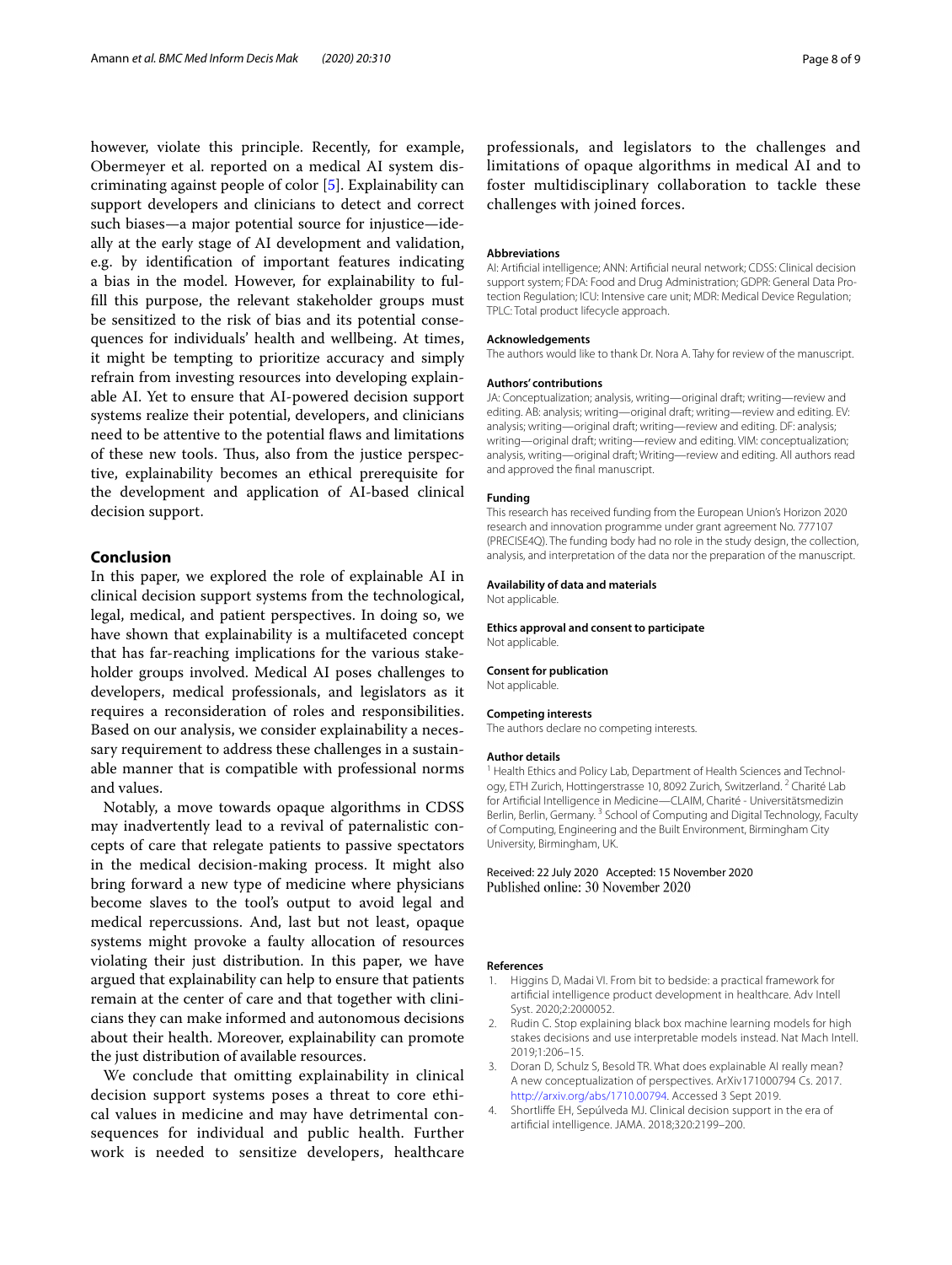however, violate this principle. Recently, for example, Obermeyer et al. reported on a medical AI system discriminating against people of color [5]. Explainability can support developers and clinicians to detect and correct such biases—a major potential source for injustice—ideally at the early stage of AI development and validation, e.g. by identification of important features indicating a bias in the model. However, for explainability to fulfill this purpose, the relevant stakeholder groups must be sensitized to the risk of bias and its potential consequences for individuals' health and wellbeing. At times, it might be tempting to prioritize accuracy and simply refrain from investing resources into developing explainable AI. Yet to ensure that AI-powered decision support systems realize their potential, developers, and clinicians need to be attentive to the potential flaws and limitations of these new tools. Thus, also from the justice perspective, explainability becomes an ethical prerequisite for the development and application of AI-based clinical decision support.

## Conclusion

In this paper, we explored the role of explainable AI in clinical decision support systems from the technological, legal, medical, and patient perspectives. In doing so, we have shown that explainability is a multifaceted concept that has far-reaching implications for the various stakeholder groups involved. Medical AI poses challenges to developers, medical professionals, and legislators as it requires a reconsideration of roles and responsibilities. Based on our analysis, we consider explainability a necessary requirement to address these challenges in a sustainable manner that is compatible with professional norms and values.

Notably, a move towards opaque algorithms in CDSS may inadvertently lead to a revival of paternalistic concepts of care that relegate patients to passive spectators in the medical decision-making process. It might also bring forward a new type of medicine where physicians become slaves to the tool's output to avoid legal and medical repercussions. And, last but not least, opaque systems might provoke a faulty allocation of resources violating their just distribution. In this paper, we have argued that explainability can help to ensure that patients remain at the center of care and that together with clinicians they can make informed and autonomous decisions about their health. Moreover, explainability can promote the just distribution of available resources.

We conclude that omitting explainability in clinical decision support systems poses a threat to core ethical values in medicine and may have detrimental consequences for individual and public health. Further work is needed to sensitize developers, healthcare professionals, and legislators to the challenges and limitations of opaque algorithms in medical AI and to foster multidisciplinary collaboration to tackle these challenges with joined forces.

### Abbreviations

AI: Artificial intelligence; ANN: Artificial neural network; CDSS: Clinical decision support system; FDA: Food and Drug Administration; GDPR: General Data Protection Regulation; ICU: Intensive care unit; MDR: Medical Device Regulation; TPLC: Total product lifecycle approach.

### Acknowledgements

The authors would like to thank Dr. Nora A. Tahy for review of the manuscript.

### Authors' contributions

JA: Conceptualization; analysis, writing—original draft; writing—review and editing. AB: analysis; writing—original draft; writing—review and editing. EV: analysis; writing—original draft; writing—review and editing. DF: analysis; writing—original draft; writing—review and editing. VIM: conceptualization; analysis, writing—original draft; Writing—review and editing. All authors read and approved the final manuscript.

### Funding

This research has received funding from the European Union's Horizon 2020 research and innovation programme under grant agreement No. 777107 (PRECISE4Q). The funding body had no role in the study design, the collection, analysis, and interpretation of the data nor the preparation of the manuscript.

### Availability of data and materials

Not applicable.

### Ethics approval and consent to participate

Not applicable.

### Consent for publication

Not applicable.

### Competing interests

The authors declare no competing interests.

### Author details

[1] Health Ethics and Policy Lab, Department of Health Sciences and Technology, ETH Zurich, Hottingerstrasse 10, 8092 Zurich, Switzerland. [2] Charité Lab for Artificial Intelligence in Medicine—CLAIM, Charité - Universitätsmedizin Berlin, Berlin, Germany. [3] School of Computing and Digital Technology, Faculty of Computing, Engineering and the Built Environment, Birmingham City University, Birmingham, UK.

Received: 22 July 2020 Accepted: 15 November 2020
Published online: 30 November 2020

### References

1. Higgins D, Madai VI. From bit to bedside: a practical framework for artificial intelligence product development in healthcare. Adv Intell Syst. 2020;2:2000052.
2. Rudin C. Stop explaining black box machine learning models for high stakes decisions and use interpretable models instead. Nat Mach Intell. 2019;1:206–15.
3. Doran D, Schulz S, Besold TR. What does explainable AI really mean? A new conceptualization of perspectives. ArXiv171000794 Cs. 2017. http://arxiv.org/abs/1710.00794. Accessed 3 Sept 2019.
4. Shortliffe EH, Sepúlveda MJ. Clinical decision support in the era of artificial intelligence. JAMA. 2018;320:2199–200.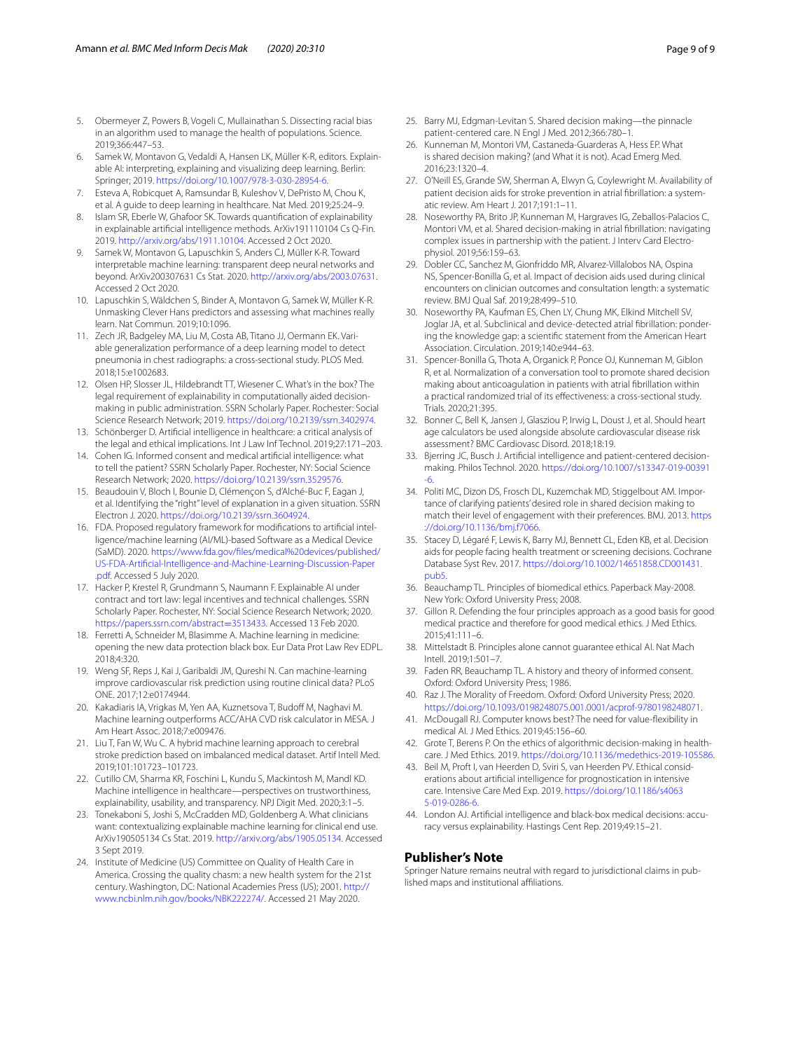5. Obermeyer Z, Powers B, Vogeli C, Mullainathan S. Dissecting racial bias in an algorithm used to manage the health of populations. Science. 2019;366:447–53.
6. Samek W, Montavon G, Vedaldi A, Hansen LK, Müller K-R, editors. Explainable AI: interpreting, explaining and visualizing deep learning. Berlin: Springer; 2019. https://doi.org/10.1007/978-3-030-28954-6.
7. Esteva A, Robicquet A, Ramsundar B, Kuleshov V, DePristo M, Chou K, et al. A guide to deep learning in healthcare. Nat Med. 2019;25:24–9.
8. Islam SR, Eberle W, Ghafoor SK. Towards quantification of explainability in explainable artificial intelligence methods. ArXiv191110104 Cs Q-Fin. 2019. http://arxiv.org/abs/1911.10104. Accessed 2 Oct 2020.
9. Samek W, Montavon G, Lapuschkin S, Anders CJ, Müller K-R. Toward interpretable machine learning: transparent deep neural networks and beyond. ArXiv200307631 Cs Stat. 2020. http://arxiv.org/abs/2003.07631. Accessed 2 Oct 2020.
10. Lapuschkin S, Wäldchen S, Binder A, Montavon G, Samek W, Müller K-R. Unmasking Clever Hans predictors and assessing what machines really learn. Nat Commun. 2019;10:1096.
11. Zech JR, Badgeley MA, Liu M, Costa AB, Titano JJ, Oermann EK. Variable generalization performance of a deep learning model to detect pneumonia in chest radiographs: a cross-sectional study. PLOS Med. 2018;15:e1002683.
12. Olsen HP, Slosser JL, Hildebrandt TT, Wiesener C. What's in the box? The legal requirement of explainability in computationally aided decision-making in public administration. SSRN Scholarly Paper. Rochester: Social Science Research Network; 2019. https://doi.org/10.2139/ssrn.3402974.
13. Schönberger D. Artificial intelligence in healthcare: a critical analysis of the legal and ethical implications. Int J Law Inf Technol. 2019;27:171–203.
14. Cohen IG. Informed consent and medical artificial intelligence: what to tell the patient? SSRN Scholarly Paper. Rochester, NY: Social Science Research Network; 2020. https://doi.org/10.2139/ssrn.3529576.
15. Beaudouin V, Bloch I, Bounie D, Clémençon S, d'Alché-Buc F, Eagan J, et al. Identifying the "right" level of explanation in a given situation. SSRN Electron J. 2020. https://doi.org/10.2139/ssrn.3604924.
16. FDA. Proposed regulatory framework for modifications to artificial intelligence/machine learning (AI/ML)-based Software as a Medical Device (SaMD). 2020. https://www.fda.gov/files/medical%20devices/published/US-FDA-Artificial-Intelligence-and-Machine-Learning-Discussion-Paper.pdf. Accessed 5 July 2020.
17. Hacker P, Krestel R, Grundmann S, Naumann F. Explainable AI under contract and tort law: legal incentives and technical challenges. SSRN Scholarly Paper. Rochester, NY: Social Science Research Network; 2020. https://papers.ssrn.com/abstract=3513433. Accessed 13 Feb 2020.
18. Ferretti A, Schneider M, Blasimme A. Machine learning in medicine: opening the new data protection black box. Eur Data Prot Law Rev EDPL. 2018;4:320.
19. Weng SF, Reps J, Kai J, Garibaldi JM, Qureshi N. Can machine-learning improve cardiovascular risk prediction using routine clinical data? PLoS ONE. 2017;12:e0174944.
20. Kakadiaris IA, Vrigkas M, Yen AA, Kuznetsova T, Budoff M, Naghavi M. Machine learning outperforms ACC/AHA CVD risk calculator in MESA. J Am Heart Assoc. 2018;7:e009476.
21. Liu T, Fan W, Wu C. A hybrid machine learning approach to cerebral stroke prediction based on imbalanced medical dataset. Artif Intell Med. 2019;101:101723–101723.
22. Cutillo CM, Sharma KR, Foschini L, Kundu S, Mackintosh M, Mandl KD. Machine intelligence in healthcare—perspectives on trustworthiness, explainability, usability, and transparency. NPJ Digit Med. 2020;3:1–5.
23. Tonekaboni S, Joshi S, McCradden MD, Goldenberg A. What clinicians want: contextualizing explainable machine learning for clinical end use. ArXiv190505134 Cs Stat. 2019. http://arxiv.org/abs/1905.05134. Accessed 3 Sept 2019.
24. Institute of Medicine (US) Committee on Quality of Health Care in America. Crossing the quality chasm: a new health system for the 21st century. Washington, DC: National Academies Press (US); 2001. http://www.ncbi.nlm.nih.gov/books/NBK222274/. Accessed 21 May 2020.
25. Barry MJ, Edgman-Levitan S. Shared decision making—the pinnacle patient-centered care. N Engl J Med. 2012;366:780–1.
26. Kunneman M, Montori VM, Castaneda-Guarderas A, Hess EP. What is shared decision making? (and What it is not). Acad Emerg Med. 2016;23:1320–4.
27. O'Neill ES, Grande SW, Sherman A, Elwyn G, Coylewright M. Availability of patient decision aids for stroke prevention in atrial fibrillation: a systematic review. Am Heart J. 2017;191:1–11.
28. Noseworthy PA, Brito JP, Kunneman M, Hargraves IG, Zeballos-Palacios C, Montori VM, et al. Shared decision-making in atrial fibrillation: navigating complex issues in partnership with the patient. J Interv Card Electrophysiol. 2019;56:159–63.
29. Dobler CC, Sanchez M, Gionfriddo MR, Alvarez-Villalobos NA, Ospina NS, Spencer-Bonilla G, et al. Impact of decision aids used during clinical encounters on clinician outcomes and consultation length: a systematic review. BMJ Qual Saf. 2019;28:499–510.
30. Noseworthy PA, Kaufman ES, Chen LY, Chung MK, Elkind Mitchell SV, Joglar JA, et al. Subclinical and device-detected atrial fibrillation: pondering the knowledge gap: a scientific statement from the American Heart Association. Circulation. 2019;140:e944–63.
31. Spencer-Bonilla G, Thota A, Organick P, Ponce OJ, Kunneman M, Giblon R, et al. Normalization of a conversation tool to promote shared decision making about anticoagulation in patients with atrial fibrillation within a practical randomized trial of its effectiveness: a cross-sectional study. Trials. 2020;21:395.
32. Bonner C, Bell K, Jansen J, Glasziou P, Irwig L, Doust J, et al. Should heart age calculators be used alongside absolute cardiovascular disease risk assessment? BMC Cardiovasc Disord. 2018;18:19.
33. Bjerring JC, Busch J. Artificial intelligence and patient-centered decision-making. Philos Technol. 2020. https://doi.org/10.1007/s13347-019-00391-6.
34. Politi MC, Dizon DS, Frosch DL, Kuzemchak MD, Stiggelbout AM. Importance of clarifying patients' desired role in shared decision making to match their level of engagement with their preferences. BMJ. 2013. https://doi.org/10.1136/bmj.f7066.
35. Stacey D, Légaré F, Lewis K, Barry MJ, Bennett CL, Eden KB, et al. Decision aids for people facing health treatment or screening decisions. Cochrane Database Syst Rev. 2017. https://doi.org/10.1002/14651858.CD001431.pub5.
36. Beauchamp TL. Principles of biomedical ethics. Paperback May-2008. New York: Oxford University Press; 2008.
37. Gillon R. Defending the four principles approach as a good basis for good medical practice and therefore for good medical ethics. J Med Ethics. 2015;41:111–6.
38. Mittelstadt B. Principles alone cannot guarantee ethical AI. Nat Mach Intell. 2019;1:501–7.
39. Faden RR, Beauchamp TL. A history and theory of informed consent. Oxford: Oxford University Press; 1986.
40. Raz J. The Morality of Freedom. Oxford: Oxford University Press; 2020. https://doi.org/10.1093/0198248075.001.0001/acprof-9780198248071.
41. McDougall RJ. Computer knows best? The need for value-flexibility in medical AI. J Med Ethics. 2019;45:156–60.
42. Grote T, Berens P. On the ethics of algorithmic decision-making in healthcare. J Med Ethics. 2019. https://doi.org/10.1136/medethics-2019-105586.
43. Beil M, Proft I, van Heerden D, Sviri S, van Heerden PV. Ethical considerations about artificial intelligence for prognostication in intensive care. Intensive Care Med Exp. 2019. https://doi.org/10.1186/s40635-019-0286-6.
44. London AJ. Artificial intelligence and black-box medical decisions: accuracy versus explainability. Hastings Cent Rep. 2019;49:15–21.

## Publisher's Note

Springer Nature remains neutral with regard to jurisdictional claims in published maps and institutional affiliations.